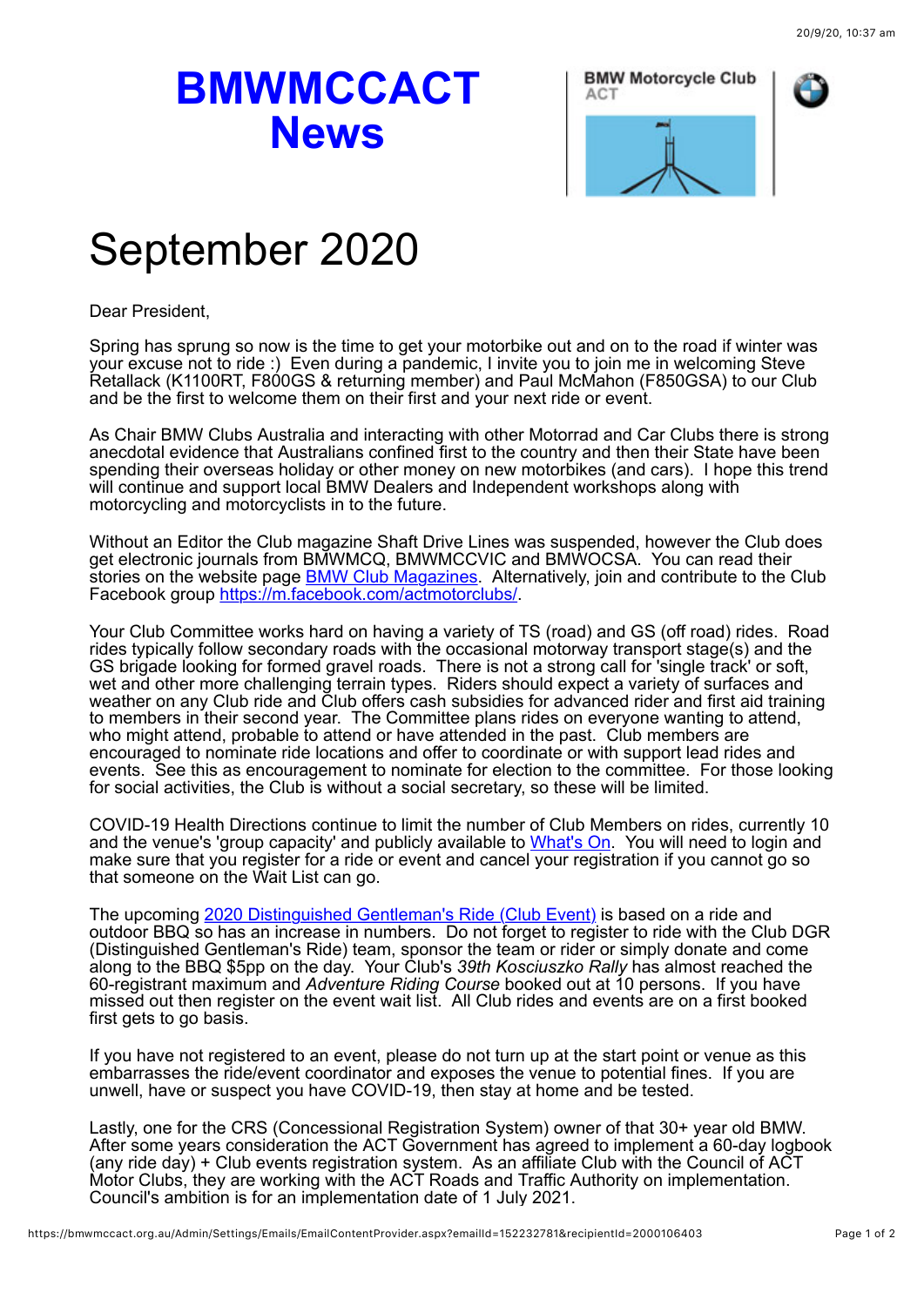# BMWMCCACT News

# September 2020

Dear President,

Spring has sprung so now is the time to get your motorbike out and on to the road if winter was your excuse not to ride :) Even during a pandemic, I invite you to join me in welcoming Steve Retallack (K1100RT, F800GS & returning member) and Paul McMahon (F850GSA) to our Club and be the first to welcome them on their first and your next ride or event.

As Chair BMW Clubs Australia and interacting with other Motorrad and Car Clubs there is strong anecdotal evidence that Australians confined first to the country and then their State have been spending their overseas holiday or other money on new motorbikes (and cars). I hope this trend will continue and support local BMW Dealers and Independent workshops along with motorcycling and motorcyclists in to the future.

Without an Editor the Club magazine Shaft Drive Lines was suspended, however the Club does get electronic journals from BMWMCQ, BMWMCCVIC and BMWOCSA. You can read their stories on the website page [BMW Club Magazines](). Alternatively, join and contribute to the Club Facebook group [https://m.facebook.com/actmotorclubs/](https://m.facebook.com/actmotorclubs/).

Your Club Committee works hard on having a variety of TS (road) and GS (off road) rides. Road rides typically follow secondary roads with the occasional motorway transport stage(s) and the GS brigade looking for formed gravel roads. There is not a strong call for 'single track' or soft, wet and other more challenging terrain types. Riders should expect a variety of surfaces and weather on any Club ride and Club offers cash subsidies for advanced rider and first aid training to members in their second year. The Committee plans rides on everyone wanting to attend, who might attend, probable to attend or have attended in the past. Club members are encouraged to nominate ride locations and offer to coordinate or with support lead rides and events. See this as encouragement to nominate for election to the committee. For those looking for social activities, the Club is without a social secretary, so these will be limited.

COVID-19 Health Directions continue to limit the number of Club Members on rides, currently 10 and the venue's 'group capacity' and publicly available to [What's On](). You will need to login and make sure that you register for a ride or event and cancel your registration if you cannot go so that someone on the Wait List can go.

The upcoming [2020 Distinguished Gentleman's Ride (Club Event)]() is based on a ride and outdoor BBQ so has an increase in numbers. Do not forget to register to ride with the Club DGR (Distinguished Gentleman's Ride) team, sponsor the team or rider or simply donate and come along to the BBQ $5pp on the day. Your Club's *39th Kosciuszko Rally* has almost reached the 60-registrant maximum and *Adventure Riding Course* booked out at 10 persons. If you have missed out then register on the event wait list. All Club rides and events are on a first booked first gets to go basis.

If you have not registered to an event, please do not turn up at the start point or venue as this embarrasses the ride/event coordinator and exposes the venue to potential fines. If you are unwell, have or suspect you have COVID-19, then stay at home and be tested.

Lastly, one for the CRS (Concessional Registration System) owner of that 30+ year old BMW. After some years consideration the ACT Government has agreed to implement a 60-day logbook (any ride day) + Club events registration system. As an affiliate Club with the Council of ACT Motor Clubs, they are working with the ACT Roads and Traffic Authority on implementation. Council's ambition is for an implementation date of 1 July 2021.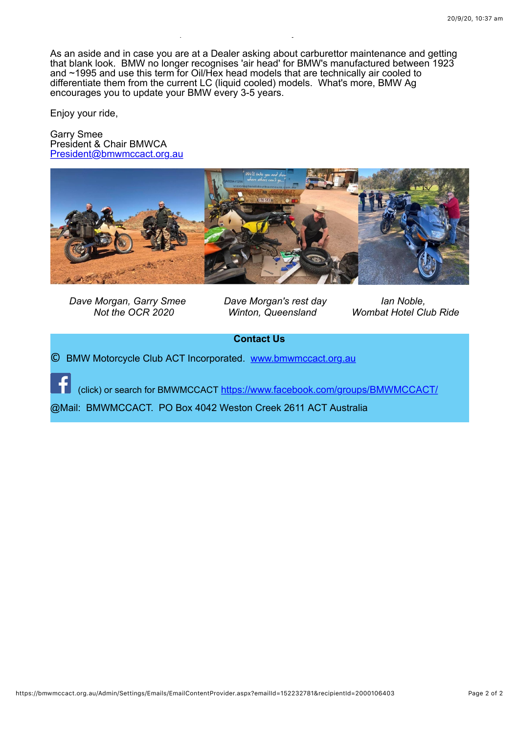As an aside and in case you are at a Dealer asking about carburettor maintenance and getting that blank look. BMW no longer recognises 'air head' for BMW's manufactured between 1923 and ~1995 and use this term for Oil/Hex head models that are technically air cooled to differentiate them from the current LC (liquid cooled) models. What's more, BMW Ag encourages you to update your BMW every 3-5 years.

Enjoy your ride,

Garry Smee  
President & Chair BMWCA  
President@bmwmccact.org.au

*Dave Morgan, Garry Smee*  
*Not the OCR 2020*

*Dave Morgan's rest day*  
*Winton, Queensland*

*Ian Noble,*  
*Wombat Hotel Club Ride*

**Contact Us**

© BMW Motorcycle Club ACT Incorporated. www.bmwmccact.org.au

(click) or search for BMWMCCACT https://www.facebook.com/groups/BMWMCCACT/

@Mail: BMWMCCACT. PO Box 4042 Weston Creek 2611 ACT Australia